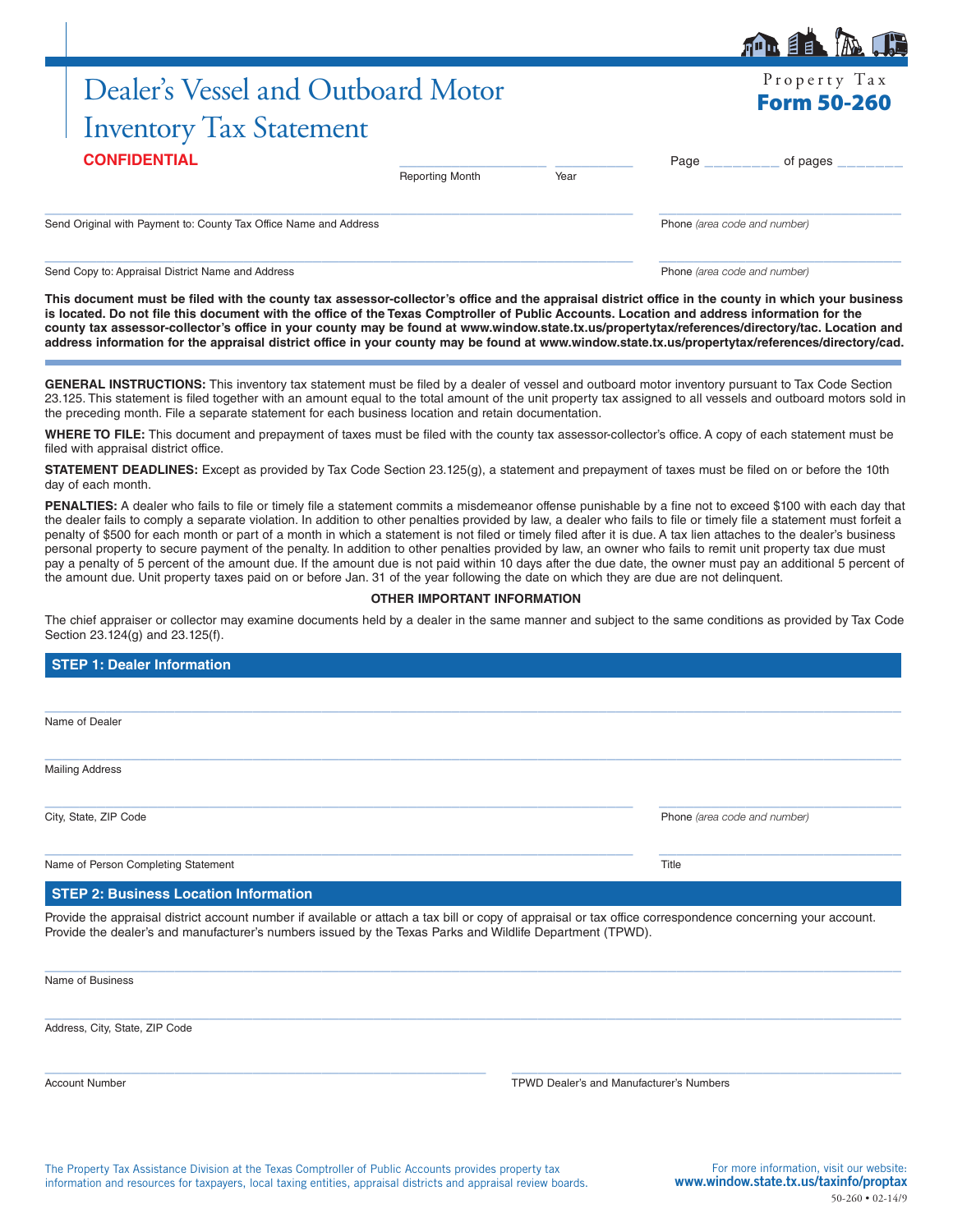# Dealer's Vessel and Outboard Motor Inventory Tax Statement

Property Tax
**Form 50-260**

**CONFIDENTIAL**

___________________ ___________
Reporting Month Year

Page _________ of pages ________

_______________________________________________
Send Original with Payment to: County Tax Office Name and Address

_______________________
Phone *(area code and number)*

_______________________________________________
Send Copy to: Appraisal District Name and Address

_______________________
Phone *(area code and number)*

**This document must be filed with the county tax assessor-collector's office and the appraisal district office in the county in which your business is located. Do not file this document with the office of the Texas Comptroller of Public Accounts. Location and address information for the county tax assessor-collector's office in your county may be found at www.window.state.tx.us/propertytax/references/directory/tac. Location and address information for the appraisal district office in your county may be found at www.window.state.tx.us/propertytax/references/directory/cad.**

**GENERAL INSTRUCTIONS:** This inventory tax statement must be filed by a dealer of vessel and outboard motor inventory pursuant to Tax Code Section 23.125. This statement is filed together with an amount equal to the total amount of the unit property tax assigned to all vessels and outboard motors sold in the preceding month. File a separate statement for each business location and retain documentation.

**WHERE TO FILE:** This document and prepayment of taxes must be filed with the county tax assessor-collector's office. A copy of each statement must be filed with appraisal district office.

**STATEMENT DEADLINES:** Except as provided by Tax Code Section 23.125(g), a statement and prepayment of taxes must be filed on or before the 10th day of each month.

**PENALTIES:** A dealer who fails to file or timely file a statement commits a misdemeanor offense punishable by a fine not to exceed $100 with each day that the dealer fails to comply a separate violation. In addition to other penalties provided by law, a dealer who fails to file or timely file a statement must forfeit a penalty of $500 for each month or part of a month in which a statement is not filed or timely filed after it is due. A tax lien attaches to the dealer's business personal property to secure payment of the penalty. In addition to other penalties provided by law, an owner who fails to remit unit property tax due must pay a penalty of 5 percent of the amount due. If the amount due is not paid within 10 days after the due date, the owner must pay an additional 5 percent of the amount due. Unit property taxes paid on or before Jan. 31 of the year following the date on which they are due are not delinquent.

**OTHER IMPORTANT INFORMATION**

The chief appraiser or collector may examine documents held by a dealer in the same manner and subject to the same conditions as provided by Tax Code Section 23.124(g) and 23.125(f).

## STEP 1: Dealer Information

_______________________________________________
Name of Dealer

_______________________________________________
Mailing Address

_______________________________________________
City, State, ZIP Code

_______________________
Phone *(area code and number)*

_______________________________________________
Name of Person Completing Statement

_______________________
Title

## STEP 2: Business Location Information

Provide the appraisal district account number if available or attach a tax bill or copy of appraisal or tax office correspondence concerning your account. Provide the dealer's and manufacturer's numbers issued by the Texas Parks and Wildlife Department (TPWD).

_______________________________________________
Name of Business

_______________________________________________
Address, City, State, ZIP Code

_______________________
Account Number

_______________________
TPWD Dealer's and Manufacturer's Numbers

The Property Tax Assistance Division at the Texas Comptroller of Public Accounts provides property tax information and resources for taxpayers, local taxing entities, appraisal districts and appraisal review boards.

For more information, visit our website: **www.window.state.tx.us/taxinfo/proptax**

50-260 • 02-14/9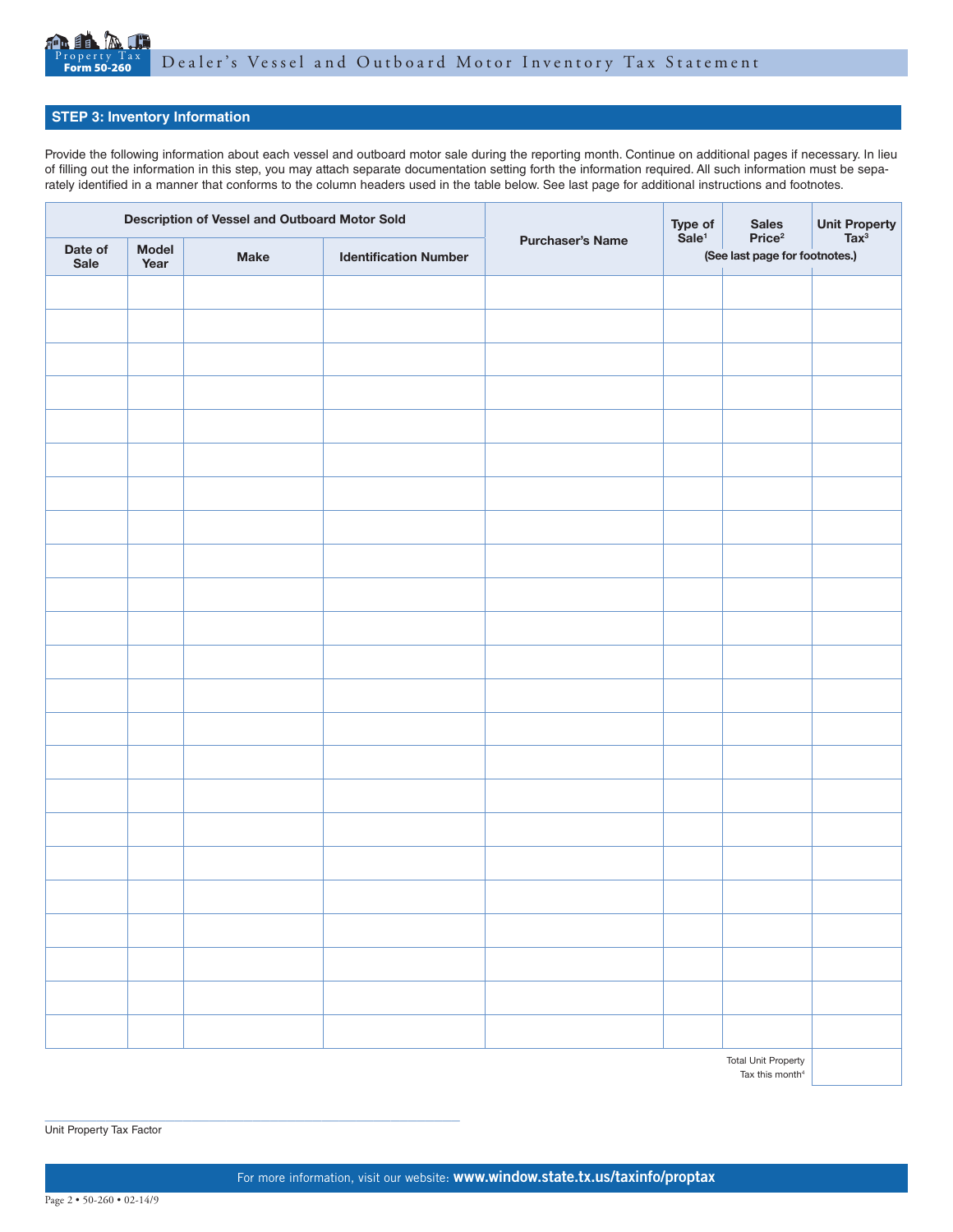## STEP 3: Inventory Information

Provide the following information about each vessel and outboard motor sale during the reporting month. Continue on additional pages if necessary. In lieu of filling out the information in this step, you may attach separate documentation setting forth the information required. All such information must be separately identified in a manner that conforms to the column headers used in the table below. See last page for additional instructions and footnotes.

| Description of Vessel and Outboard Motor Sold | | | | Purchaser's Name | Type of Sale[1] | Sales Price[2] | Unit Property Tax[3] |
|---|---|---|---|---|---|---|---|
| Date of Sale | Model Year | Make | Identification Number | | (See last page for footnotes.) | | |
| | | | | | | | |
| | | | | | | | |
| | | | | | | | |
| | | | | | | | |
| | | | | | | | |
| | | | | | | | |
| | | | | | | | |
| | | | | | | | |
| | | | | | | | |
| | | | | | | | |
| | | | | | | | |
| | | | | | | | |
| | | | | | | | |
| | | | | | | | |
| | | | | | | | |
| | | | | | | | |
| | | | | | | | |
| | | | | | | | |
| | | | | | | | |
| | | | | | | | |
| | | | | | | | |
| | | | | | | | |
| | | | | | | | |
| | | | | | | Total Unit Property Tax this month[4] | |

Unit Property Tax Factor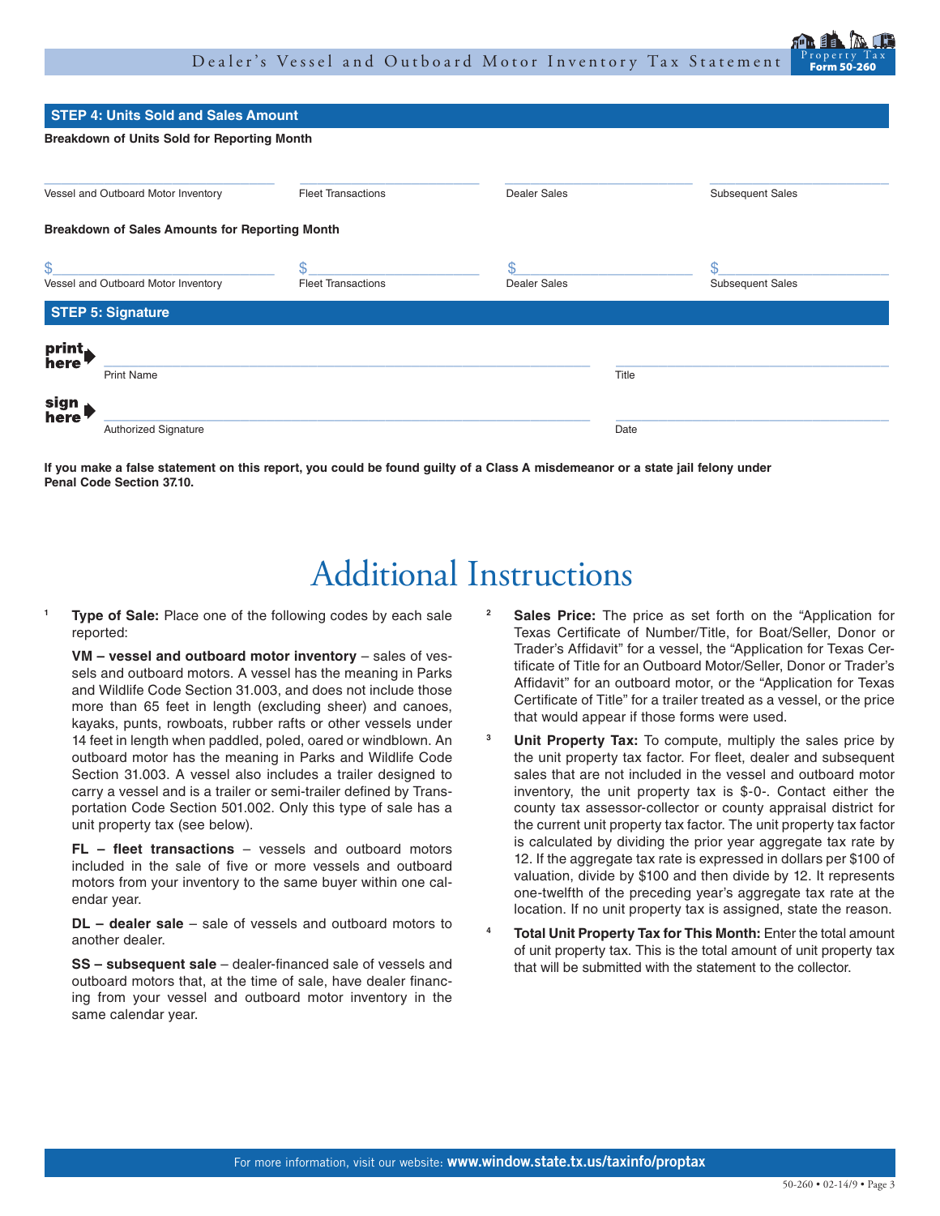## STEP 4: Units Sold and Sales Amount

**Breakdown of Units Sold for Reporting Month**

| | | | |
|---|---|---|---|
| Vessel and Outboard Motor Inventory | Fleet Transactions | Dealer Sales | Subsequent Sales |

**Breakdown of Sales Amounts for Reporting Month**

| | | | |
|---|---|---|---|
| $ | $ | $ | $ |
| Vessel and Outboard Motor Inventory | Fleet Transactions | Dealer Sales | Subsequent Sales |

## STEP 5: Signature

**print here** ➡ Print Name ____________________ Title ____________________

**sign here** ➡ Authorized Signature ____________________ Date ____________________

**If you make a false statement on this report, you could be found guilty of a Class A misdemeanor or a state jail felony under Penal Code Section 37.10.**

# Additional Instructions

[1] **Type of Sale:** Place one of the following codes by each sale reported:

**VM – vessel and outboard motor inventory** – sales of vessels and outboard motors. A vessel has the meaning in Parks and Wildlife Code Section 31.003, and does not include those more than 65 feet in length (excluding sheer) and canoes, kayaks, punts, rowboats, rubber rafts or other vessels under 14 feet in length when paddled, poled, oared or windblown. An outboard motor has the meaning in Parks and Wildlife Code Section 31.003. A vessel also includes a trailer designed to carry a vessel and is a trailer or semi-trailer defined by Transportation Code Section 501.002. Only this type of sale has a unit property tax (see below).

**FL – fleet transactions** – vessels and outboard motors included in the sale of five or more vessels and outboard motors from your inventory to the same buyer within one calendar year.

**DL – dealer sale** – sale of vessels and outboard motors to another dealer.

**SS – subsequent sale** – dealer-financed sale of vessels and outboard motors that, at the time of sale, have dealer financing from your vessel and outboard motor inventory in the same calendar year.

[2] **Sales Price:** The price as set forth on the "Application for Texas Certificate of Number/Title, for Boat/Seller, Donor or Trader's Affidavit" for a vessel, the "Application for Texas Certificate of Title for an Outboard Motor/Seller, Donor or Trader's Affidavit" for an outboard motor, or the "Application for Texas Certificate of Title" for a trailer treated as a vessel, or the price that would appear if those forms were used.

[3] **Unit Property Tax:** To compute, multiply the sales price by the unit property tax factor. For fleet, dealer and subsequent sales that are not included in the vessel and outboard motor inventory, the unit property tax is $-0-. Contact either the county tax assessor-collector or county appraisal district for the current unit property tax factor. The unit property tax factor is calculated by dividing the prior year aggregate tax rate by 12. If the aggregate tax rate is expressed in dollars per $100 of valuation, divide by $100 and then divide by 12. It represents one-twelfth of the preceding year's aggregate tax rate at the location. If no unit property tax is assigned, state the reason.

[4] **Total Unit Property Tax for This Month:** Enter the total amount of unit property tax. This is the total amount of unit property tax that will be submitted with the statement to the collector.

For more information, visit our website: **www.window.state.tx.us/taxinfo/proptax**